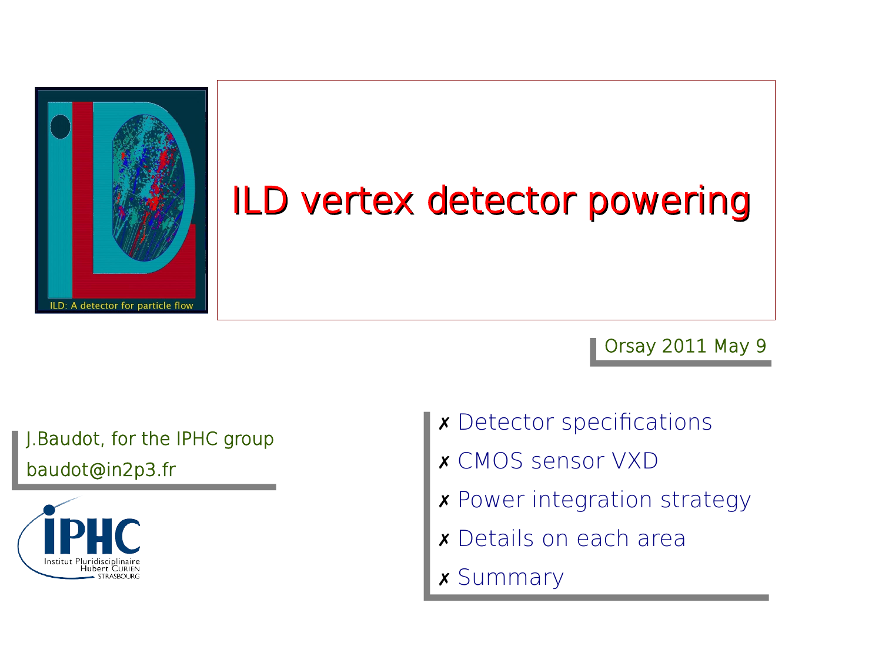# ILD vertex detector powering

ILD: A detector for particle flow

Orsay 2011 May 9

J.Baudot, for the IPHC group

baudot@in2p3.fr

IPHC Institut Pluridisciplinaire Hubert Curien Strasbourg

- ✗ Detector specifications
- ✗ CMOS sensor VXD
- ✗ Power integration strategy
- ✗ Details on each area
- ✗ Summary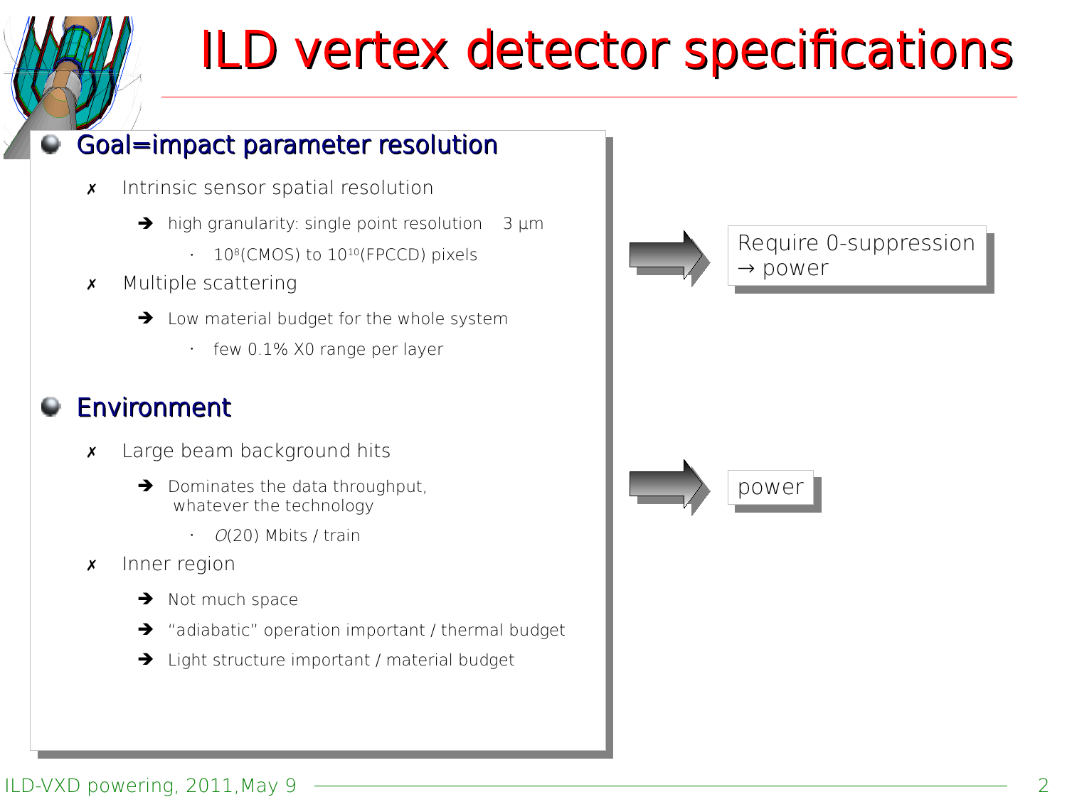# ILD vertex detector specifications

- **Goal=impact parameter resolution**
  - Intrinsic sensor spatial resolution
    - ➔ high granularity: single point resolution  3 μm
      - $10^8$(CMOS) to $10^{10}$(FPCCD) pixels
  - Multiple scattering
    - ➔ Low material budget for the whole system
      - few 0.1% X0 range per layer

Require 0-suppression → power

- **Environment**
  - Large beam background hits
    - ➔ Dominates the data throughput, whatever the technology
      - *O*(20) Mbits / train
  - Inner region
    - ➔ Not much space
    - ➔ "adiabatic" operation important / thermal budget
    - ➔ Light structure important / material budget

power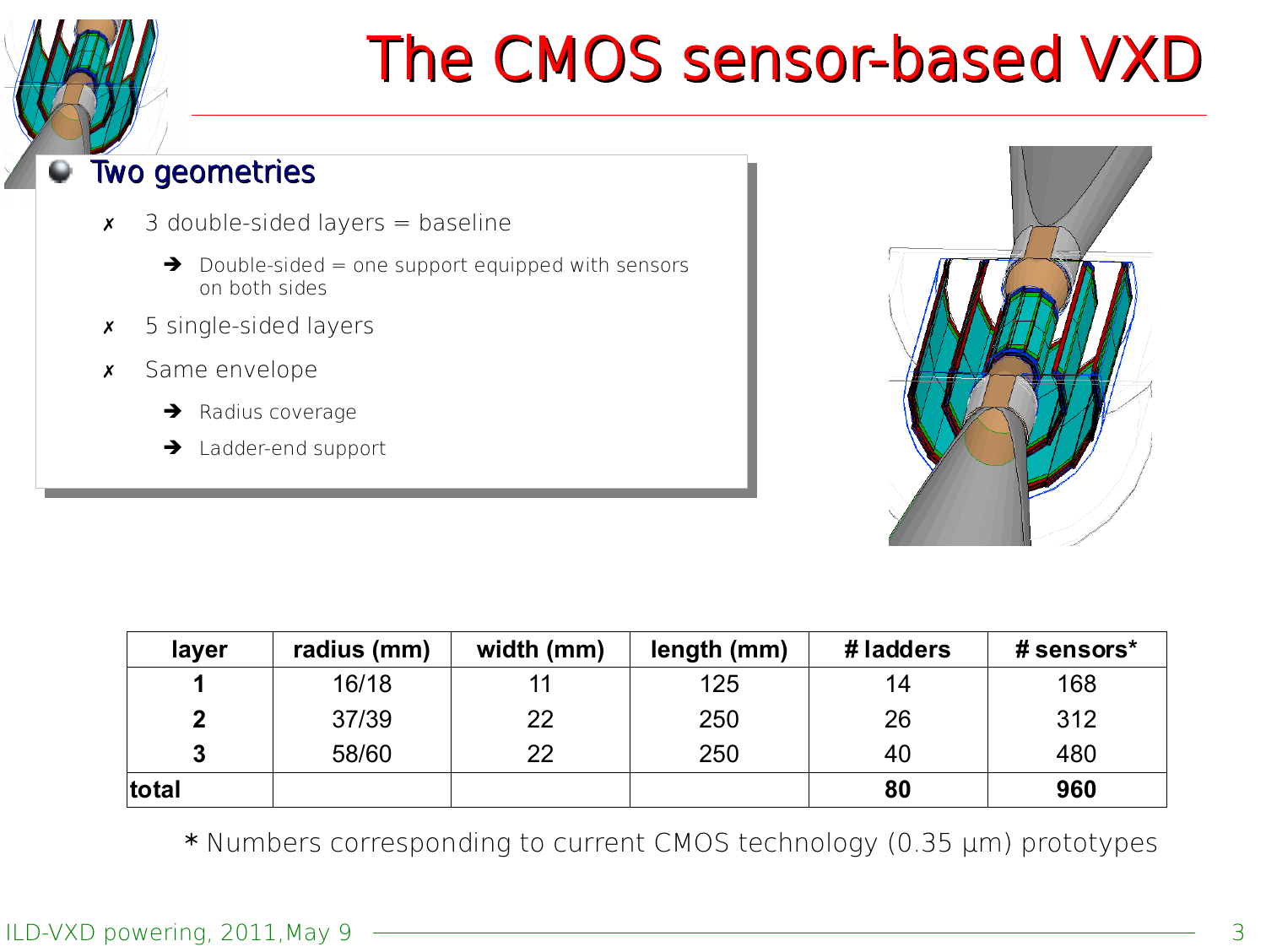# The CMOS sensor-based VXD

- **Two geometries**
  - ✗ 3 double-sided layers = baseline
    - ➔ Double-sided = one support equipped with sensors on both sides
  - ✗ 5 single-sided layers
  - ✗ Same envelope
    - ➔ Radius coverage
    - ➔ Ladder-end support

| layer | radius (mm) | width (mm) | length (mm) | # ladders | # sensors* |
|---|---|---|---|---|---|
| **1** | 16/18 | 11 | 125 | 14 | 168 |
| **2** | 37/39 | 22 | 250 | 26 | 312 |
| **3** | 58/60 | 22 | 250 | 40 | 480 |
| **total** | | | | **80** | **960** |

* Numbers corresponding to current CMOS technology (0.35 µm) prototypes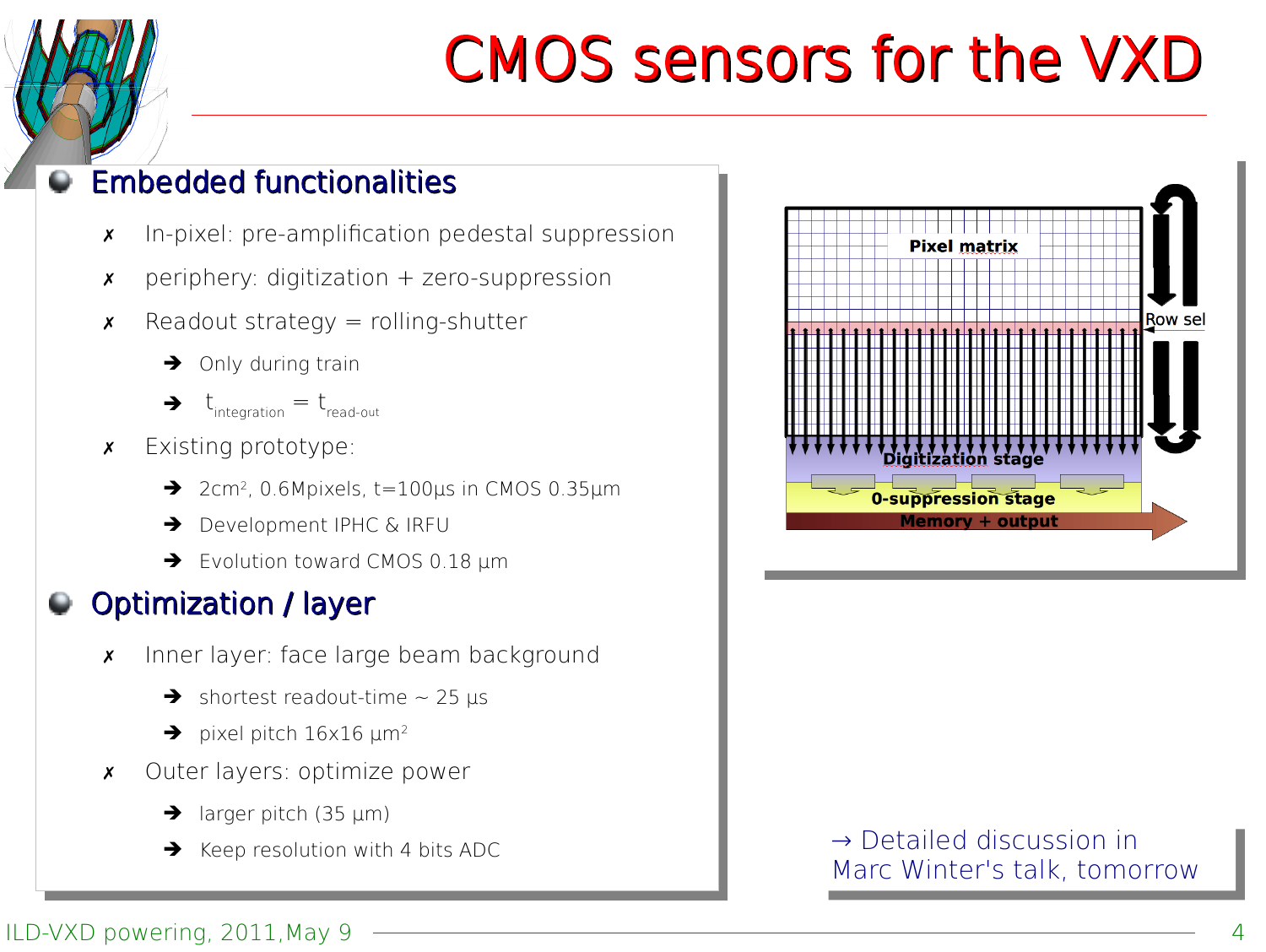# CMOS sensors for the VXD

## Embedded functionalities

- In-pixel: pre-amplification pedestal suppression
- periphery: digitization + zero-suppression
- Readout strategy = rolling-shutter
  - Only during train
  - $t_{integration} = t_{read\text{-}out}$
- Existing prototype:
  - $2cm^2$, 0.6Mpixels, t=100µs in CMOS 0.35µm
  - Development IPHC & IRFU
  - Evolution toward CMOS 0.18 µm

## Optimization / layer

- Inner layer: face large beam background
  - shortest readout-time ~ 25 µs
  - pixel pitch $16x16\ \mu m^2$
- Outer layers: optimize power
  - larger pitch (35 µm)
  - Keep resolution with 4 bits ADC

Pixel matrix

Row sel

Digitization stage

0-suppression stage

Memory + output

→ Detailed discussion in Marc Winter's talk, tomorrow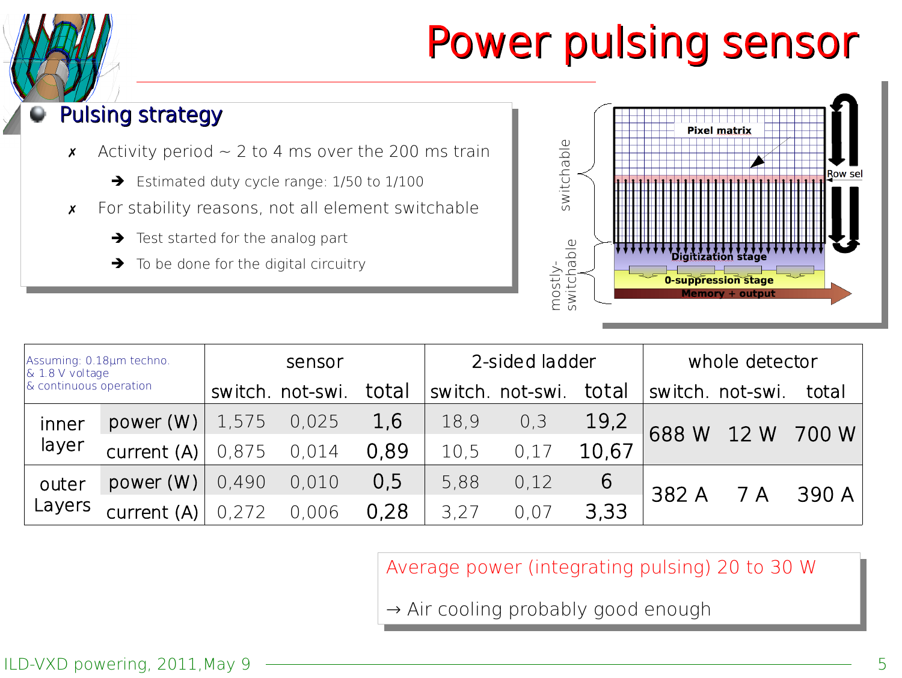# Power pulsing sensor

## Pulsing strategy

- ✗ Activity period ~ 2 to 4 ms over the 200 ms train
  - ➔ Estimated duty cycle range: 1/50 to 1/100
- ✗ For stability reasons, not all element switchable
  - ➔ Test started for the analog part
  - ➔ To be done for the digital circuitry

switchable

mostly-switchable

Pixel matrix

Row sel

Digitization stage

0-suppression stage

Memory + output

| Assuming: 0.18µm techno. & 1.8 V voltage & continuous operation | | sensor | | | 2-sided ladder | | | whole detector | | |
|---|---|---|---|---|---|---|---|---|---|---|
| | | switch. | not-swi. | total | switch. | not-swi. | total | switch. | not-swi. | total |
| inner layer | power (W) | 1,575 | 0,025 | 1,6 | 18,9 | 0,3 | 19,2 | 688 W | 12 W | 700 W |
| | current (A) | 0,875 | 0,014 | 0,89 | 10,5 | 0,17 | 10,67 | | | |
| outer Layers | power (W) | 0,490 | 0,010 | 0,5 | 5,88 | 0,12 | 6 | 382 A | 7 A | 390 A |
| | current (A) | 0,272 | 0,006 | 0,28 | 3,27 | 0,07 | 3,33 | | | |

Average power (integrating pulsing) 20 to 30 W

→ Air cooling probably good enough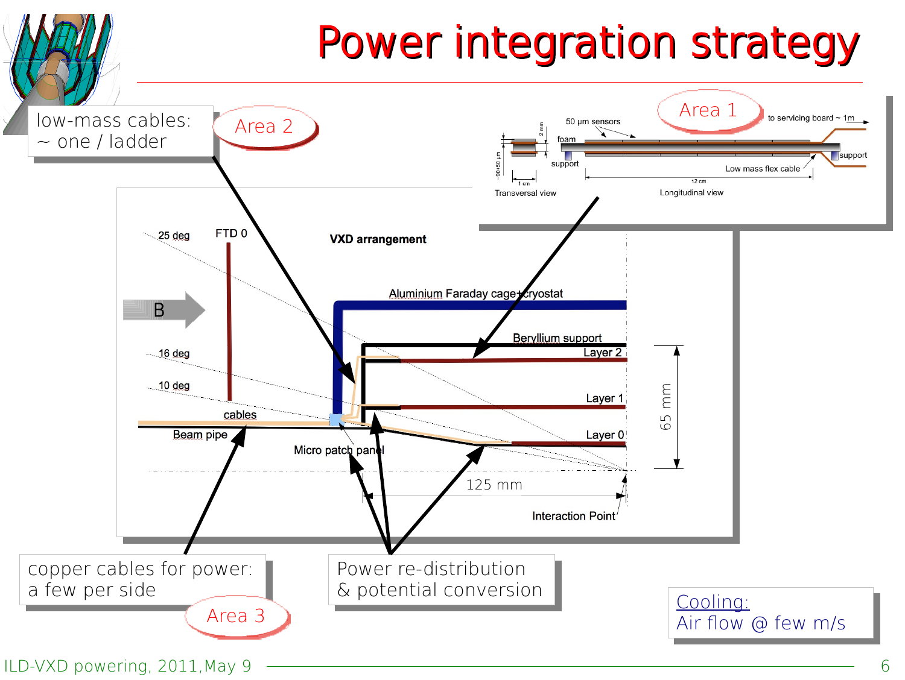# Power integration strategy

low-mass cables:
~ one / ladder

Area 2

Area 1

50 µm sensors

foam

support

to servicing board ~ 1m

support

Low mass flex cable

Transversal view

Longitudinal view

25 deg

FTD 0

VXD arrangement

B

Aluminium Faraday cage+cryostat

Beryllium support

Layer 2

16 deg

10 deg

Layer 1

cables

Beam pipe

Layer 0

65 mm

Micro patch panel

125 mm

Interaction Point

copper cables for power:
a few per side

Area 3

Power re-distribution
& potential conversion

Cooling:
Air flow @ few m/s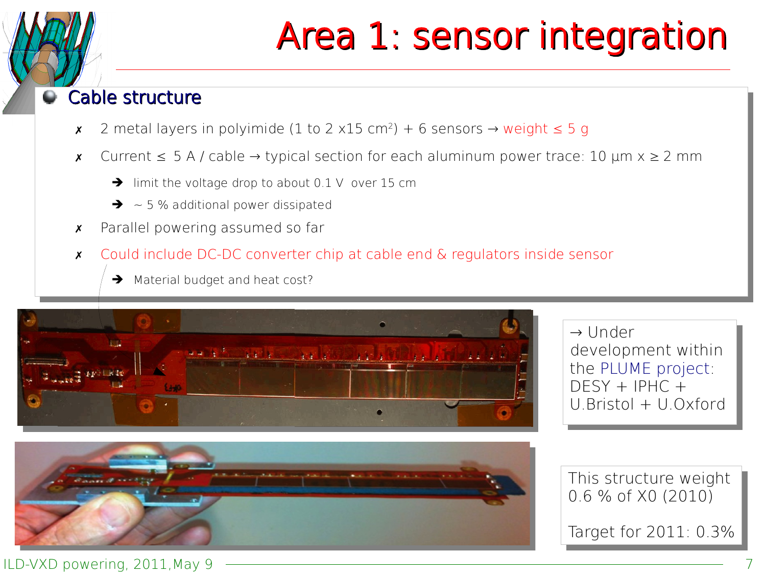# Area 1: sensor integration

## Cable structure

- ✗ 2 metal layers in polyimide (1 to 2 x15 $cm^2$) + 6 sensors → weight ≤ 5 g
- ✗ Current ≤ 5 A / cable → typical section for each aluminum power trace: 10 µm x ≥ 2 mm
  - ➔ limit the voltage drop to about 0.1 V over 15 cm
  - ➔ ~ 5 % additional power dissipated
- ✗ Parallel powering assumed so far
- ✗ Could include DC-DC converter chip at cable end & regulators inside sensor
  - ➔ Material budget and heat cost?

→ Under development within the PLUME project: DESY + IPHC + U.Bristol + U.Oxford

This structure weight 0.6 % of X0 (2010)

Target for 2011: 0.3%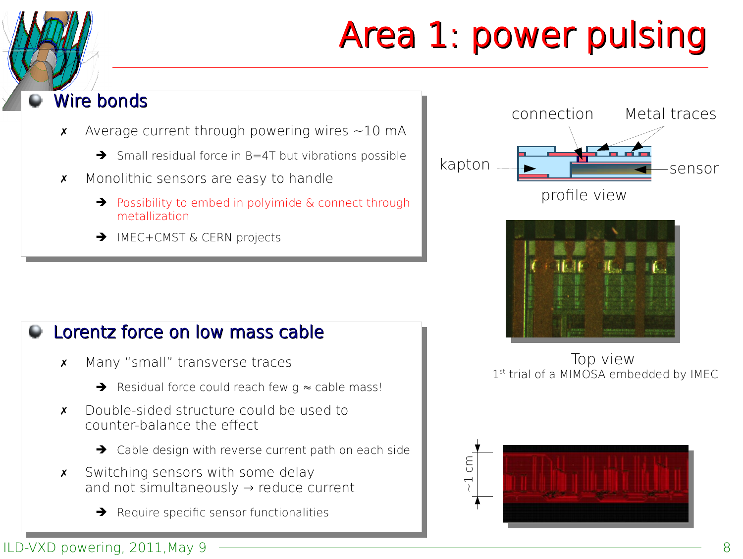# Area 1: power pulsing

## Wire bonds

- Average current through powering wires ~10 mA
  - Small residual force in B=4T but vibrations possible
- Monolithic sensors are easy to handle
  - Possibility to embed in polyimide & connect through metallization
  - IMEC+CMST & CERN projects

connection — Metal traces — kapton — sensor

profile view

Top view

1st trial of a MIMOSA embedded by IMEC

## Lorentz force on low mass cable

- Many “small” transverse traces
  - Residual force could reach few g ≈ cable mass!
- Double-sided structure could be used to counter-balance the effect
  - Cable design with reverse current path on each side
- Switching sensors with some delay and not simultaneously → reduce current
  - Require specific sensor functionalities

~1 cm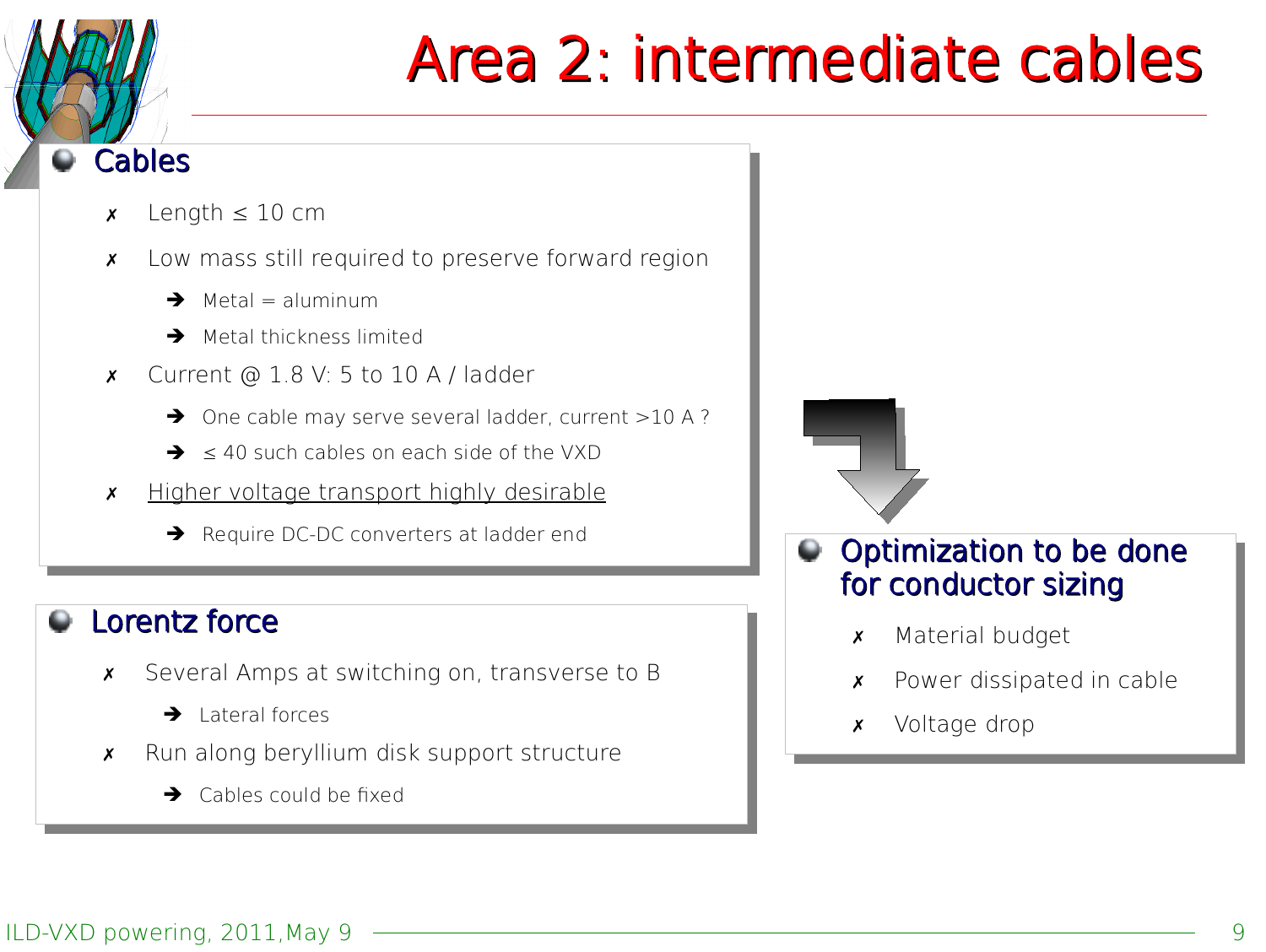# Area 2: intermediate cables

## Cables

- Length ≤ 10 cm
- Low mass still required to preserve forward region
  - Metal = aluminum
  - Metal thickness limited
- Current @ 1.8 V: 5 to 10 A / ladder
  - One cable may serve several ladder, current >10 A ?
  - ≤ 40 such cables on each side of the VXD
- Higher voltage transport highly desirable
  - Require DC-DC converters at ladder end

## Lorentz force

- Several Amps at switching on, transverse to B
  - Lateral forces
- Run along beryllium disk support structure
  - Cables could be fixed

## Optimization to be done for conductor sizing

- Material budget
- Power dissipated in cable
- Voltage drop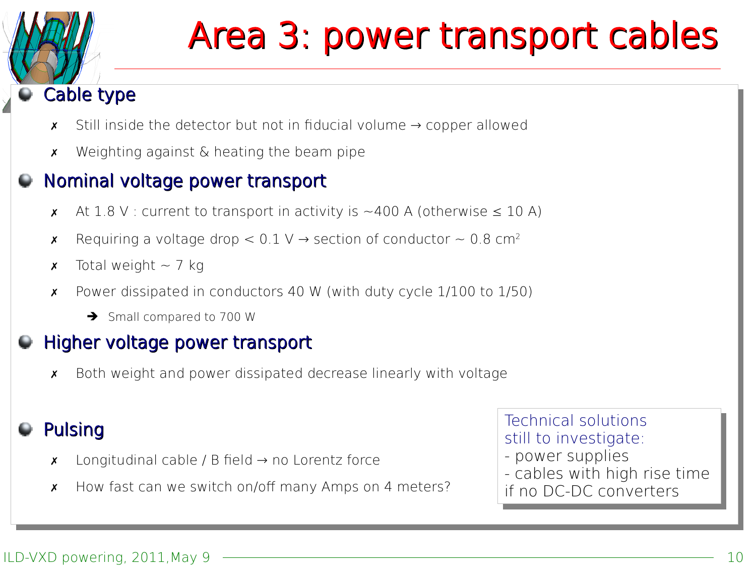# Area 3: power transport cables

## Cable type

- ✗ Still inside the detector but not in fiducial volume → copper allowed
- ✗ Weighting against & heating the beam pipe

## Nominal voltage power transport

- ✗ At 1.8 V : current to transport in activity is ~400 A (otherwise ≤ 10 A)
- ✗ Requiring a voltage drop < 0.1 V → section of conductor ~ 0.8 $cm^2$
- ✗ Total weight ~ 7 kg
- ✗ Power dissipated in conductors 40 W (with duty cycle 1/100 to 1/50)
  - ➔ Small compared to 700 W

## Higher voltage power transport

- ✗ Both weight and power dissipated decrease linearly with voltage

## Pulsing

- ✗ Longitudinal cable / B field → no Lorentz force
- ✗ How fast can we switch on/off many Amps on 4 meters?

Technical solutions still to investigate:
- power supplies
- cables with high rise time if no DC-DC converters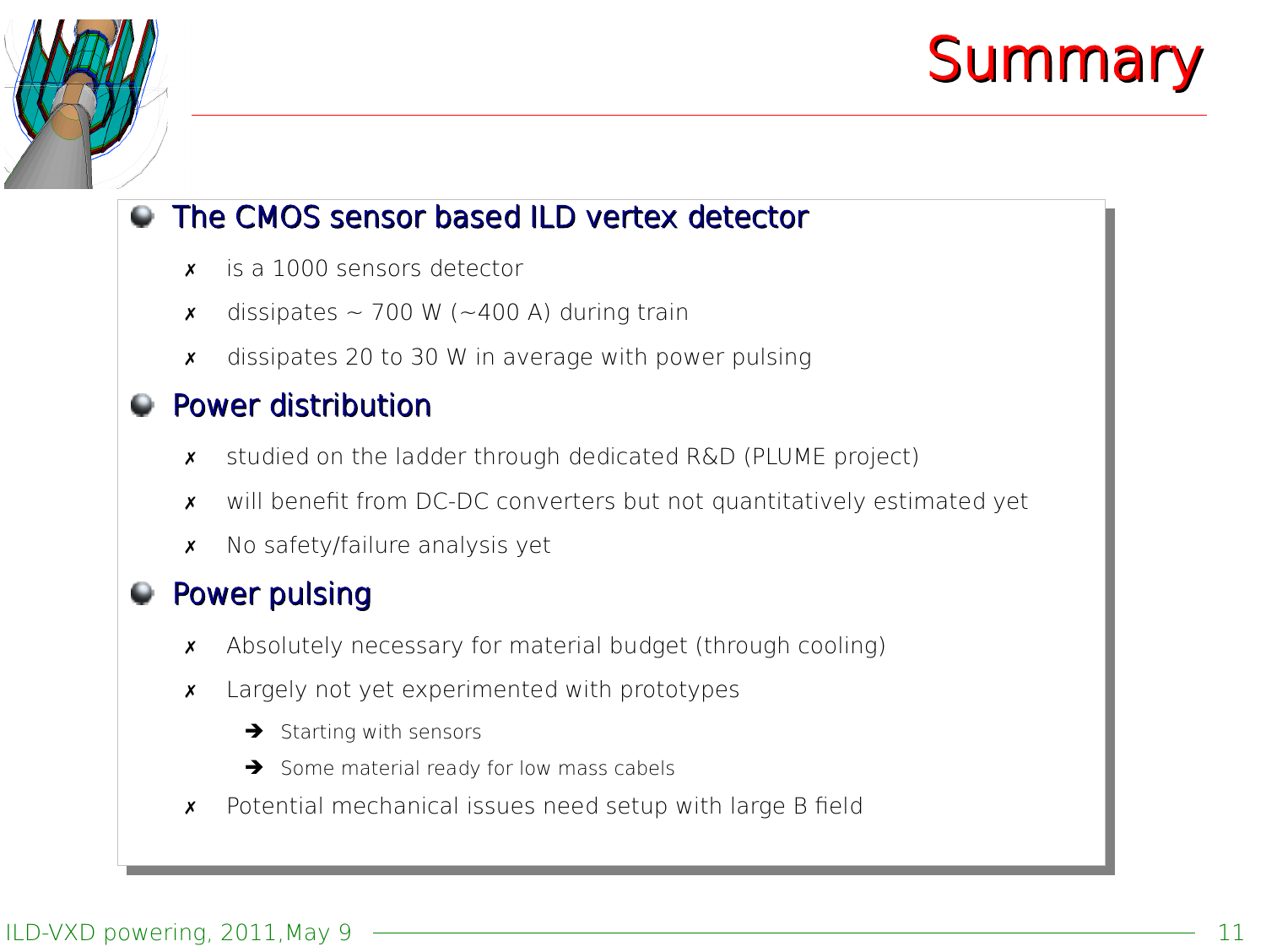# Summary

- **The CMOS sensor based ILD vertex detector**
  - is a 1000 sensors detector
  - dissipates ~ 700 W (~400 A) during train
  - dissipates 20 to 30 W in average with power pulsing
- **Power distribution**
  - studied on the ladder through dedicated R&D (PLUME project)
  - will benefit from DC-DC converters but not quantitatively estimated yet
  - No safety/failure analysis yet
- **Power pulsing**
  - Absolutely necessary for material budget (through cooling)
  - Largely not yet experimented with prototypes
    - Starting with sensors
    - Some material ready for low mass cabels
  - Potential mechanical issues need setup with large B field